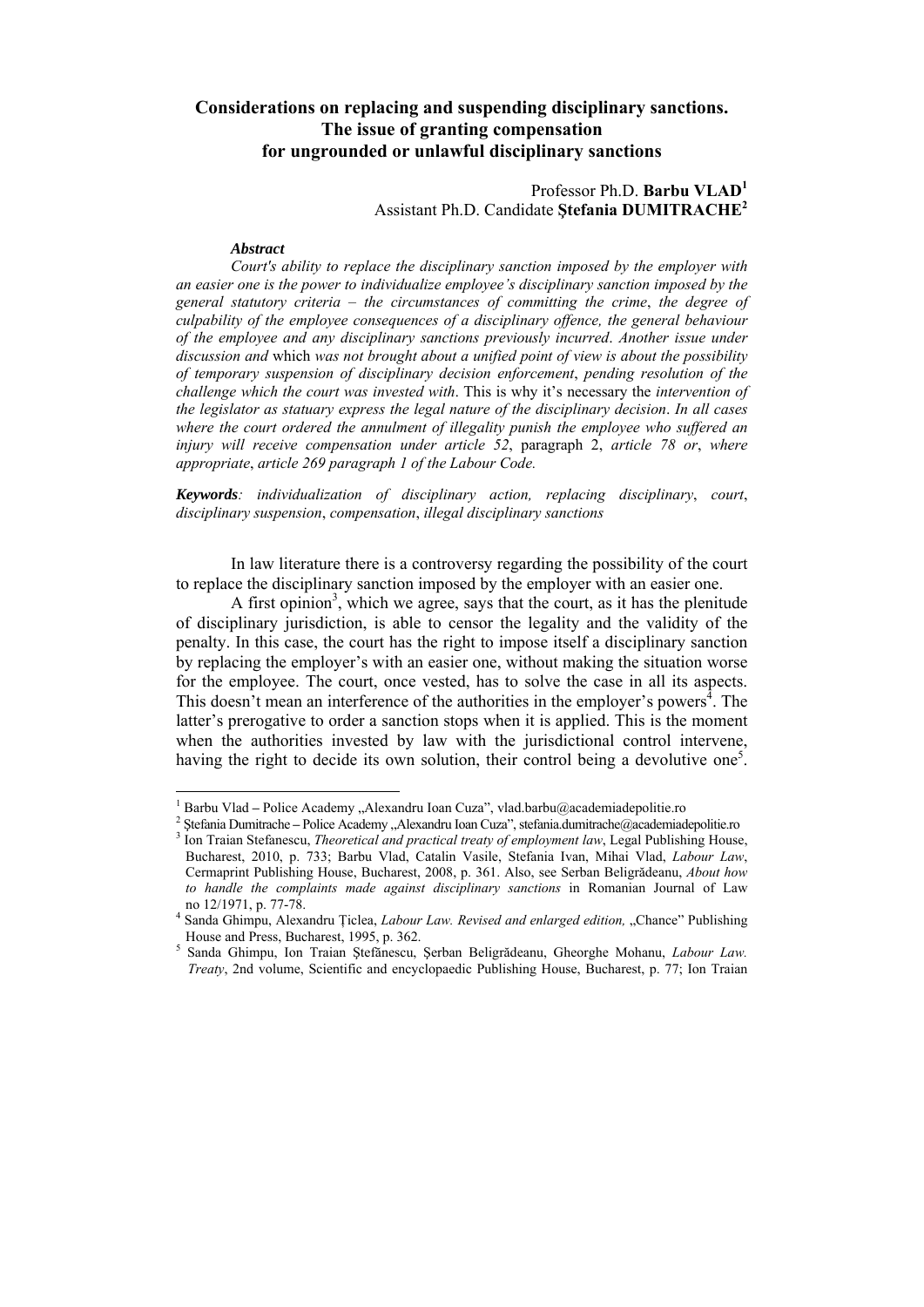# Considerations on replacing and suspending disciplinary sanctions. The issue of granting compensation for ungrounded or unlawful disciplinary sanctions

Professor Ph.D. **Barbu VLAD**[1]
Assistant Ph.D. Candidate **Ştefania DUMITRACHE**[2]

***Abstract***

*Court's ability to replace the disciplinary sanction imposed by the employer with an easier one is the power to individualize employee's disciplinary sanction imposed by the general statutory criteria – the circumstances of committing the crime, the degree of culpability of the employee consequences of a disciplinary offence, the general behaviour of the employee and any disciplinary sanctions previously incurred. Another issue under discussion and* which *was not brought about a unified point of view is about the possibility of temporary suspension of disciplinary decision enforcement, pending resolution of the challenge which the court was invested with.* This is why it's necessary the *intervention of the legislator as statuary express the legal nature of the disciplinary decision. In all cases where the court ordered the annulment of illegality punish the employee who suffered an injury will receive compensation under article 52,* paragraph 2, *article 78 or, where appropriate, article 269 paragraph 1 of the Labour Code.*

***Keywords****: individualization of disciplinary action, replacing disciplinary, court, disciplinary suspension, compensation, illegal disciplinary sanctions*

In law literature there is a controversy regarding the possibility of the court to replace the disciplinary sanction imposed by the employer with an easier one.

A first opinion[3], which we agree, says that the court, as it has the plenitude of disciplinary jurisdiction, is able to censor the legality and the validity of the penalty. In this case, the court has the right to impose itself a disciplinary sanction by replacing the employer's with an easier one, without making the situation worse for the employee. The court, once vested, has to solve the case in all its aspects. This doesn't mean an interference of the authorities in the employer's powers[4]. The latter's prerogative to order a sanction stops when it is applied. This is the moment when the authorities invested by law with the jurisdictional control intervene, having the right to decide its own solution, their control being a devolutive one[5].

---

[1] Barbu Vlad – Police Academy „Alexandru Ioan Cuza", vlad.barbu@academiadepolitie.ro

[2] Ştefania Dumitrache – Police Academy „Alexandru Ioan Cuza", stefania.dumitrache@academiadepolitie.ro

[3] Ion Traian Stefanescu, *Theoretical and practical treaty of employment law*, Legal Publishing House, Bucharest, 2010, p. 733; Barbu Vlad, Catalin Vasile, Stefania Ivan, Mihai Vlad, *Labour Law*, Cermaprint Publishing House, Bucharest, 2008, p. 361. Also, see Serban Beligrădeanu, *About how to handle the complaints made against disciplinary sanctions* in Romanian Journal of Law no 12/1971, p. 77-78.

[4] Sanda Ghimpu, Alexandru Ţiclea, *Labour Law. Revised and enlarged edition,* „Chance" Publishing House and Press, Bucharest, 1995, p. 362.

[5] Sanda Ghimpu, Ion Traian Ştefănescu, Şerban Beligrădeanu, Gheorghe Mohanu, *Labour Law. Treaty*, 2nd volume, Scientific and encyclopaedic Publishing House, Bucharest, p. 77; Ion Traian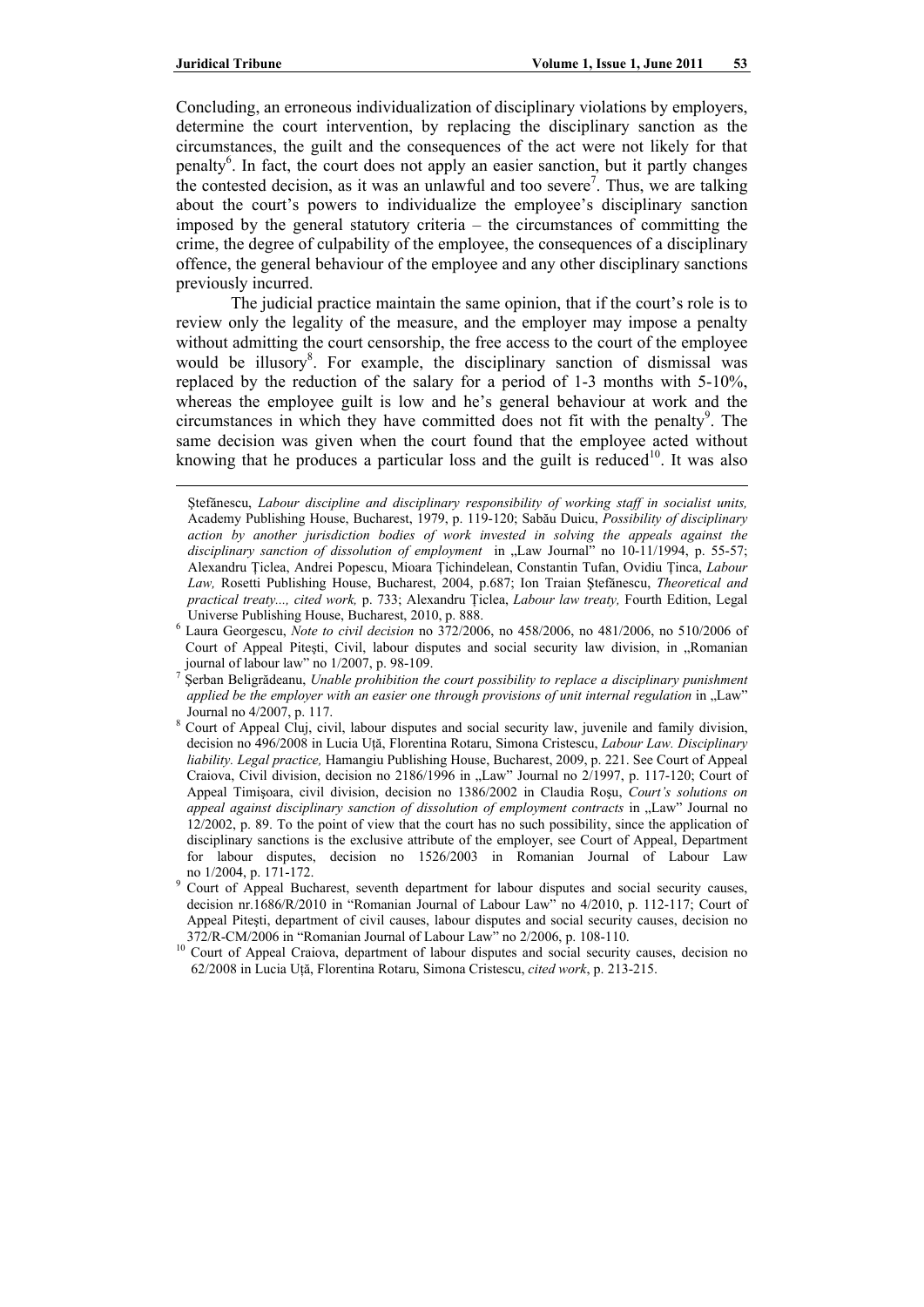Concluding, an erroneous individualization of disciplinary violations by employers, determine the court intervention, by replacing the disciplinary sanction as the circumstances, the guilt and the consequences of the act were not likely for that penalty[6]. In fact, the court does not apply an easier sanction, but it partly changes the contested decision, as it was an unlawful and too severe[7]. Thus, we are talking about the court's powers to individualize the employee's disciplinary sanction imposed by the general statutory criteria – the circumstances of committing the crime, the degree of culpability of the employee, the consequences of a disciplinary offence, the general behaviour of the employee and any other disciplinary sanctions previously incurred.

The judicial practice maintain the same opinion, that if the court's role is to review only the legality of the measure, and the employer may impose a penalty without admitting the court censorship, the free access to the court of the employee would be illusory[8]. For example, the disciplinary sanction of dismissal was replaced by the reduction of the salary for a period of 1-3 months with 5-10%, whereas the employee guilt is low and he's general behaviour at work and the circumstances in which they have committed does not fit with the penalty[9]. The same decision was given when the court found that the employee acted without knowing that he produces a particular loss and the guilt is reduced[10]. It was also

---

Ştefănescu, *Labour discipline and disciplinary responsibility of working staff in socialist units,* Academy Publishing House, Bucharest, 1979, p. 119-120; Sabău Duicu, *Possibility of disciplinary action by another jurisdiction bodies of work invested in solving the appeals against the disciplinary sanction of dissolution of employment* in „Law Journal" no 10-11/1994, p. 55-57; Alexandru Ţiclea, Andrei Popescu, Mioara Ţichindelean, Constantin Tufan, Ovidiu Ţinca, *Labour Law,* Rosetti Publishing House, Bucharest, 2004, p.687; Ion Traian Ştefănescu, *Theoretical and practical treaty..., cited work,* p. 733; Alexandru Ţiclea, *Labour law treaty,* Fourth Edition, Legal Universe Publishing House, Bucharest, 2010, p. 888.

[6] Laura Georgescu, *Note to civil decision* no 372/2006, no 458/2006, no 481/2006, no 510/2006 of Court of Appeal Piteşti, Civil, labour disputes and social security law division, in „Romanian journal of labour law" no 1/2007, p. 98-109.

[7] Şerban Beligrădeanu, *Unable prohibition the court possibility to replace a disciplinary punishment applied be the employer with an easier one through provisions of unit internal regulation* in „Law" Journal no 4/2007, p. 117.

[8] Court of Appeal Cluj, civil, labour disputes and social security law, juvenile and family division, decision no 496/2008 in Lucia Uţă, Florentina Rotaru, Simona Cristescu, *Labour Law. Disciplinary liability. Legal practice,* Hamangiu Publishing House, Bucharest, 2009, p. 221. See Court of Appeal Craiova, Civil division, decision no 2186/1996 in „Law" Journal no 2/1997, p. 117-120; Court of Appeal Timişoara, civil division, decision no 1386/2002 in Claudia Roşu, *Court's solutions on appeal against disciplinary sanction of dissolution of employment contracts* in „Law" Journal no 12/2002, p. 89. To the point of view that the court has no such possibility, since the application of disciplinary sanctions is the exclusive attribute of the employer, see Court of Appeal, Department for labour disputes, decision no 1526/2003 in Romanian Journal of Labour Law no 1/2004, p. 171-172.

[9] Court of Appeal Bucharest, seventh department for labour disputes and social security causes, decision nr.1686/R/2010 in "Romanian Journal of Labour Law" no 4/2010, p. 112-117; Court of Appeal Piteşti, department of civil causes, labour disputes and social security causes, decision no 372/R-CM/2006 in "Romanian Journal of Labour Law" no 2/2006, p. 108-110.

[10] Court of Appeal Craiova, department of labour disputes and social security causes, decision no 62/2008 in Lucia Uţă, Florentina Rotaru, Simona Cristescu, *cited work*, p. 213-215.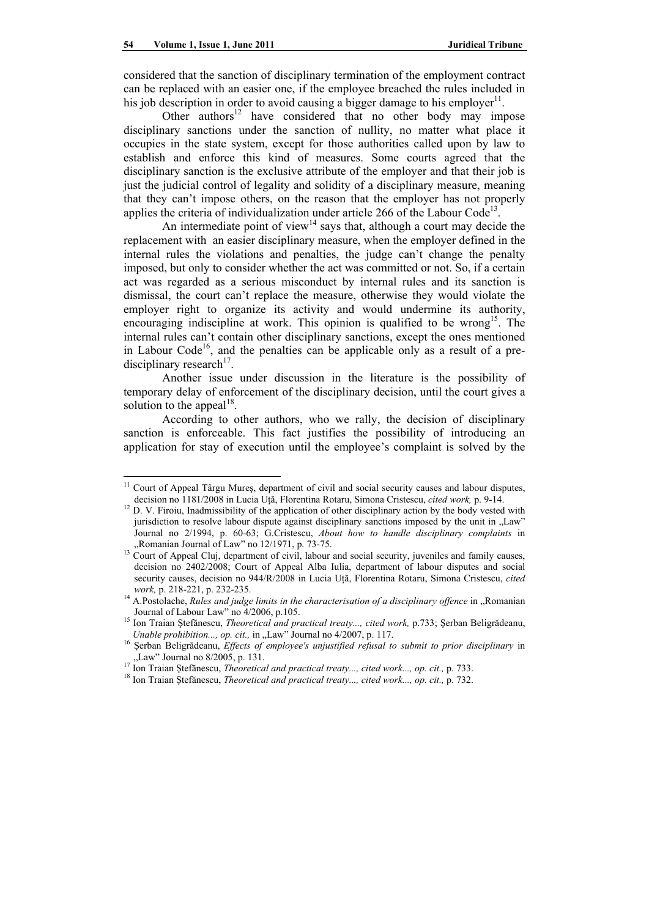considered that the sanction of disciplinary termination of the employment contract can be replaced with an easier one, if the employee breached the rules included in his job description in order to avoid causing a bigger damage to his employer[11].

Other authors[12] have considered that no other body may impose disciplinary sanctions under the sanction of nullity, no matter what place it occupies in the state system, except for those authorities called upon by law to establish and enforce this kind of measures. Some courts agreed that the disciplinary sanction is the exclusive attribute of the employer and that their job is just the judicial control of legality and solidity of a disciplinary measure, meaning that they can't impose others, on the reason that the employer has not properly applies the criteria of individualization under article 266 of the Labour Code[13].

An intermediate point of view[14] says that, although a court may decide the replacement with an easier disciplinary measure, when the employer defined in the internal rules the violations and penalties, the judge can't change the penalty imposed, but only to consider whether the act was committed or not. So, if a certain act was regarded as a serious misconduct by internal rules and its sanction is dismissal, the court can't replace the measure, otherwise they would violate the employer right to organize its activity and would undermine its authority, encouraging indiscipline at work. This opinion is qualified to be wrong[15]. The internal rules can't contain other disciplinary sanctions, except the ones mentioned in Labour Code[16], and the penalties can be applicable only as a result of a pre-disciplinary research[17].

Another issue under discussion in the literature is the possibility of temporary delay of enforcement of the disciplinary decision, until the court gives a solution to the appeal[18].

According to other authors, who we rally, the decision of disciplinary sanction is enforceable. This fact justifies the possibility of introducing an application for stay of execution until the employee's complaint is solved by the

---

[11] Court of Appeal Târgu Mureş, department of civil and social security causes and labour disputes, decision no 1181/2008 in Lucia Uţă, Florentina Rotaru, Simona Cristescu, *cited work,* p. 9-14.

[12] D. V. Firoiu, Inadmissibility of the application of other disciplinary action by the body vested with jurisdiction to resolve labour dispute against disciplinary sanctions imposed by the unit in „Law" Journal no 2/1994, p. 60-63; G.Cristescu, *About how to handle disciplinary complaints* in „Romanian Journal of Law" no 12/1971, p. 73-75.

[13] Court of Appeal Cluj, department of civil, labour and social security, juveniles and family causes, decision no 2402/2008; Court of Appeal Alba Iulia, department of labour disputes and social security causes, decision no 944/R/2008 in Lucia Uţă, Florentina Rotaru, Simona Cristescu, *cited work,* p. 218-221, p. 232-235.

[14] A.Postolache, *Rules and judge limits in the characterisation of a disciplinary offence* in „Romanian Journal of Labour Law" no 4/2006, p.105.

[15] Ion Traian Ştefănescu, *Theoretical and practical treaty..., cited work,* p.733; Şerban Beligrădeanu, *Unable prohibition..., op. cit.,* in „Law" Journal no 4/2007, p. 117.

[16] Şerban Beligrădeanu, *Effects of employee's unjustified refusal to submit to prior disciplinary* in „Law" Journal no 8/2005, p. 131.

[17] Ion Traian Ştefănescu, *Theoretical and practical treaty..., cited work..., op. cit.,* p. 733.

[18] Ion Traian Ştefănescu, *Theoretical and practical treaty..., cited work..., op. cit.,* p. 732.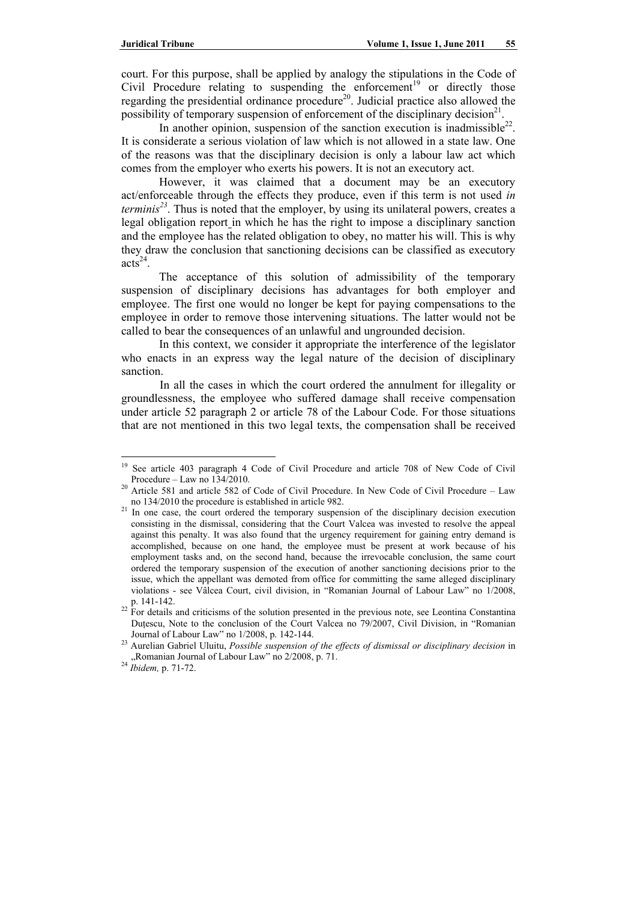court. For this purpose, shall be applied by analogy the stipulations in the Code of Civil Procedure relating to suspending the enforcement[19] or directly those regarding the presidential ordinance procedure[20]. Judicial practice also allowed the possibility of temporary suspension of enforcement of the disciplinary decision[21].

In another opinion, suspension of the sanction execution is inadmissible[22]. It is considerate a serious violation of law which is not allowed in a state law. One of the reasons was that the disciplinary decision is only a labour law act which comes from the employer who exerts his powers. It is not an executory act.

However, it was claimed that a document may be an executory act/enforceable through the effects they produce, even if this term is not used *in terminis*[23]. Thus is noted that the employer, by using its unilateral powers, creates a legal obligation report in which he has the right to impose a disciplinary sanction and the employee has the related obligation to obey, no matter his will. This is why they draw the conclusion that sanctioning decisions can be classified as executory acts[24].

The acceptance of this solution of admissibility of the temporary suspension of disciplinary decisions has advantages for both employer and employee. The first one would no longer be kept for paying compensations to the employee in order to remove those intervening situations. The latter would not be called to bear the consequences of an unlawful and ungrounded decision.

In this context, we consider it appropriate the interference of the legislator who enacts in an express way the legal nature of the decision of disciplinary sanction.

In all the cases in which the court ordered the annulment for illegality or groundlessness, the employee who suffered damage shall receive compensation under article 52 paragraph 2 or article 78 of the Labour Code. For those situations that are not mentioned in this two legal texts, the compensation shall be received

---

[19] See article 403 paragraph 4 Code of Civil Procedure and article 708 of New Code of Civil Procedure – Law no 134/2010.

[20] Article 581 and article 582 of Code of Civil Procedure. In New Code of Civil Procedure – Law no 134/2010 the procedure is established in article 982.

[21] In one case, the court ordered the temporary suspension of the disciplinary decision execution consisting in the dismissal, considering that the Court Valcea was invested to resolve the appeal against this penalty. It was also found that the urgency requirement for gaining entry demand is accomplished, because on one hand, the employee must be present at work because of his employment tasks and, on the second hand, because the irrevocable conclusion, the same court ordered the temporary suspension of the execution of another sanctioning decisions prior to the issue, which the appellant was demoted from office for committing the same alleged disciplinary violations - see Vâlcea Court, civil division, in "Romanian Journal of Labour Law" no 1/2008, p. 141-142.

[22] For details and criticisms of the solution presented in the previous note, see Leontina Constantina Duțescu, Note to the conclusion of the Court Valcea no 79/2007, Civil Division, in "Romanian Journal of Labour Law" no 1/2008, p. 142-144.

[23] Aurelian Gabriel Uluitu, *Possible suspension of the effects of dismissal or disciplinary decision* in „Romanian Journal of Labour Law" no 2/2008, p. 71.

[24] *Ibidem,* p. 71-72.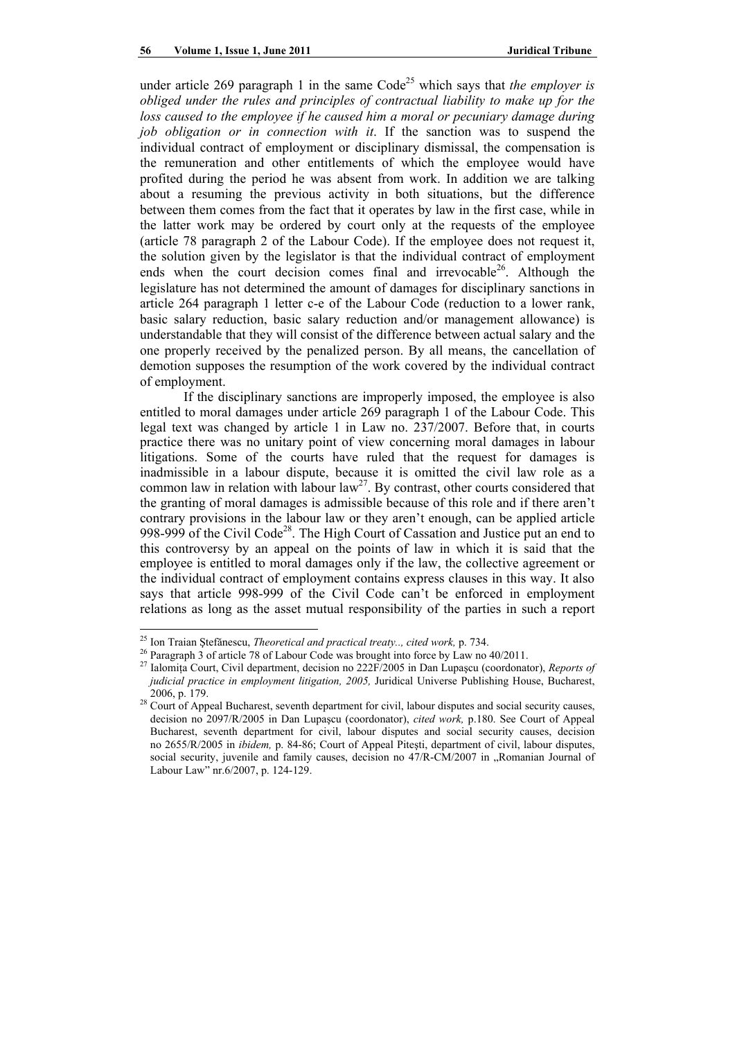under article 269 paragraph 1 in the same Code[25] which says that *the employer is obliged under the rules and principles of contractual liability to make up for the loss caused to the employee if he caused him a moral or pecuniary damage during job obligation or in connection with it*. If the sanction was to suspend the individual contract of employment or disciplinary dismissal, the compensation is the remuneration and other entitlements of which the employee would have profited during the period he was absent from work. In addition we are talking about a resuming the previous activity in both situations, but the difference between them comes from the fact that it operates by law in the first case, while in the latter work may be ordered by court only at the requests of the employee (article 78 paragraph 2 of the Labour Code). If the employee does not request it, the solution given by the legislator is that the individual contract of employment ends when the court decision comes final and irrevocable[26]. Although the legislature has not determined the amount of damages for disciplinary sanctions in article 264 paragraph 1 letter c-e of the Labour Code (reduction to a lower rank, basic salary reduction, basic salary reduction and/or management allowance) is understandable that they will consist of the difference between actual salary and the one properly received by the penalized person. By all means, the cancellation of demotion supposes the resumption of the work covered by the individual contract of employment.

If the disciplinary sanctions are improperly imposed, the employee is also entitled to moral damages under article 269 paragraph 1 of the Labour Code. This legal text was changed by article 1 in Law no. 237/2007. Before that, in courts practice there was no unitary point of view concerning moral damages in labour litigations. Some of the courts have ruled that the request for damages is inadmissible in a labour dispute, because it is omitted the civil law role as a common law in relation with labour law[27]. By contrast, other courts considered that the granting of moral damages is admissible because of this role and if there aren't contrary provisions in the labour law or they aren't enough, can be applied article 998-999 of the Civil Code[28]. The High Court of Cassation and Justice put an end to this controversy by an appeal on the points of law in which it is said that the employee is entitled to moral damages only if the law, the collective agreement or the individual contract of employment contains express clauses in this way. It also says that article 998-999 of the Civil Code can't be enforced in employment relations as long as the asset mutual responsibility of the parties in such a report

---

[25] Ion Traian Ştefănescu, *Theoretical and practical treaty.., cited work,* p. 734.

[26] Paragraph 3 of article 78 of Labour Code was brought into force by Law no 40/2011.

[27] Ialomiţa Court, Civil department, decision no 222F/2005 in Dan Lupaşcu (coordonator), *Reports of judicial practice in employment litigation, 2005,* Juridical Universe Publishing House, Bucharest, 2006, p. 179.

[28] Court of Appeal Bucharest, seventh department for civil, labour disputes and social security causes, decision no 2097/R/2005 in Dan Lupaşcu (coordonator), *cited work,* p.180. See Court of Appeal Bucharest, seventh department for civil, labour disputes and social security causes, decision no 2655/R/2005 in *ibidem,* p. 84-86; Court of Appeal Piteşti, department of civil, labour disputes, social security, juvenile and family causes, decision no 47/R-CM/2007 in „Romanian Journal of Labour Law" nr.6/2007, p. 124-129.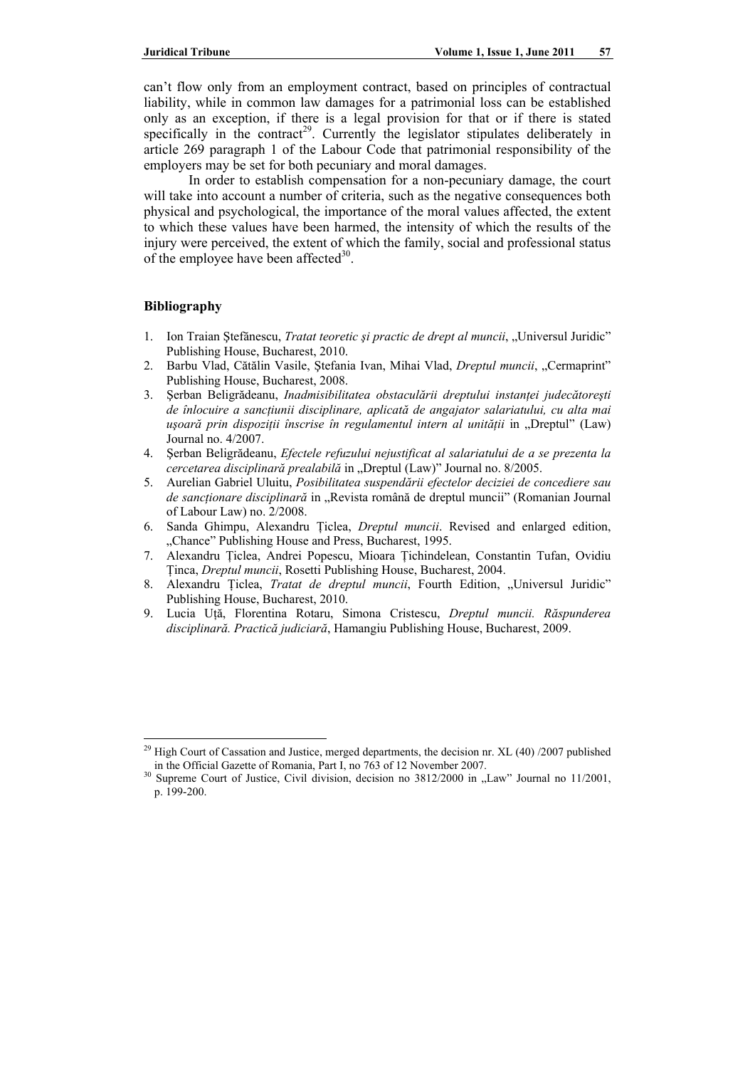can't flow only from an employment contract, based on principles of contractual liability, while in common law damages for a patrimonial loss can be established only as an exception, if there is a legal provision for that or if there is stated specifically in the contract[29]. Currently the legislator stipulates deliberately in article 269 paragraph 1 of the Labour Code that patrimonial responsibility of the employers may be set for both pecuniary and moral damages.

In order to establish compensation for a non-pecuniary damage, the court will take into account a number of criteria, such as the negative consequences both physical and psychological, the importance of the moral values affected, the extent to which these values have been harmed, the intensity of which the results of the injury were perceived, the extent of which the family, social and professional status of the employee have been affected[30].

## Bibliography

1. Ion Traian Ştefănescu, *Tratat teoretic şi practic de drept al muncii*, „Universul Juridic" Publishing House, Bucharest, 2010.
2. Barbu Vlad, Cătălin Vasile, Ştefania Ivan, Mihai Vlad, *Dreptul muncii*, „Cermaprint" Publishing House, Bucharest, 2008.
3. Şerban Beligrădeanu, *Inadmisibilitatea obstaculării dreptului instanţei judecătoreşti de înlocuire a sancţiunii disciplinare, aplicată de angajator salariatului, cu alta mai uşoară prin dispoziţii înscrise în regulamentul intern al unităţii* in „Dreptul" (Law) Journal no. 4/2007.
4. Şerban Beligrădeanu, *Efectele refuzului nejustificat al salariatului de a se prezenta la cercetarea disciplinară prealabilă* in „Dreptul (Law)" Journal no. 8/2005.
5. Aurelian Gabriel Uluitu, *Posibilitatea suspendării efectelor deciziei de concediere sau de sancţionare disciplinară* in „Revista română de dreptul muncii" (Romanian Journal of Labour Law) no. 2/2008.
6. Sanda Ghimpu, Alexandru Ţiclea, *Dreptul muncii*. Revised and enlarged edition, „Chance" Publishing House and Press, Bucharest, 1995.
7. Alexandru Ţiclea, Andrei Popescu, Mioara Ţichindelean, Constantin Tufan, Ovidiu Ţinca, *Dreptul muncii*, Rosetti Publishing House, Bucharest, 2004.
8. Alexandru Ţiclea, *Tratat de dreptul muncii*, Fourth Edition, „Universul Juridic" Publishing House, Bucharest, 2010.
9. Lucia Uţă, Florentina Rotaru, Simona Cristescu, *Dreptul muncii. Răspunderea disciplinară. Practică judiciară*, Hamangiu Publishing House, Bucharest, 2009.

---

[29] High Court of Cassation and Justice, merged departments, the decision nr. XL (40) /2007 published in the Official Gazette of Romania, Part I, no 763 of 12 November 2007.

[30] Supreme Court of Justice, Civil division, decision no 3812/2000 in „Law" Journal no 11/2001, p. 199-200.